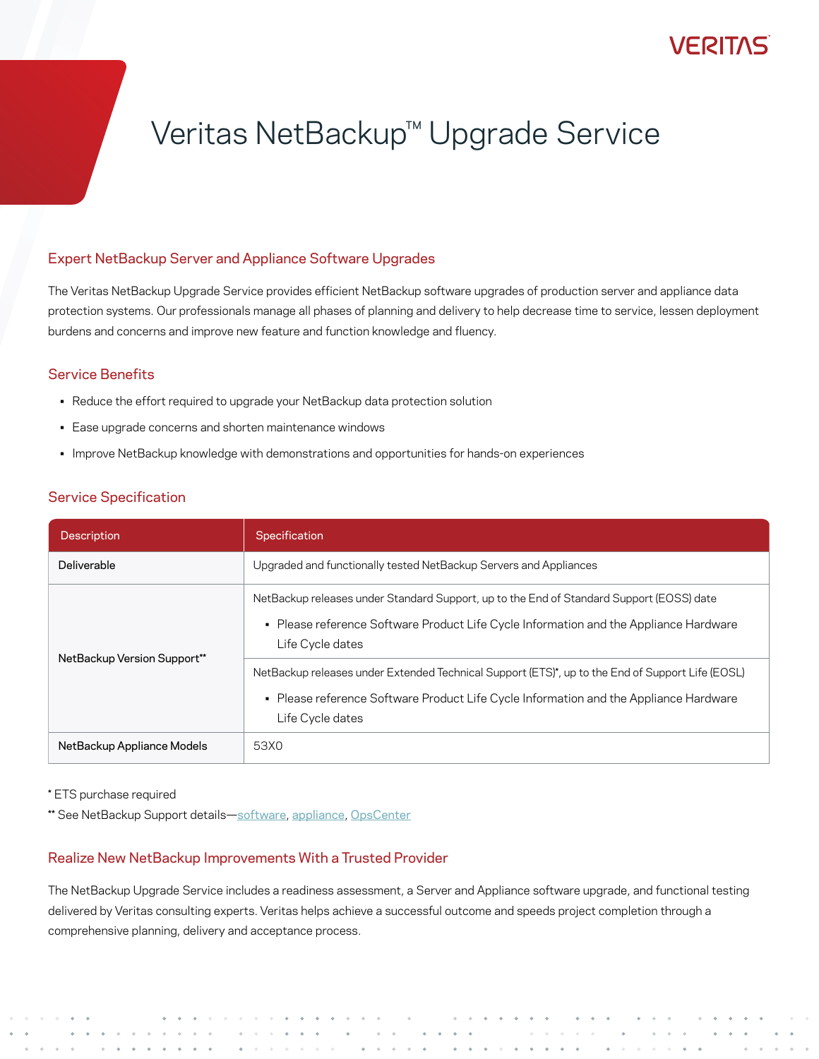# Veritas NetBackup™ Upgrade Service

## Expert NetBackup Server and Appliance Software Upgrades

The Veritas NetBackup Upgrade Service provides efficient NetBackup software upgrades of production server and appliance data protection systems. Our professionals manage all phases of planning and delivery to help decrease time to service, lessen deployment burdens and concerns and improve new feature and function knowledge and fluency.

## Service Benefits

- Reduce the effort required to upgrade your NetBackup data protection solution
- Ease upgrade concerns and shorten maintenance windows
- Improve NetBackup knowledge with demonstrations and opportunities for hands-on experiences

## Service Specification

| Description | Specification |
|---|---|
| Deliverable | Upgraded and functionally tested NetBackup Servers and Appliances |
| NetBackup Version Support** | NetBackup releases under Standard Support, up to the End of Standard Support (EOSS) date<br>▪ Please reference Software Product Life Cycle Information and the Appliance Hardware Life Cycle dates |
| | NetBackup releases under Extended Technical Support (ETS)*, up to the End of Support Life (EOSL)<br>▪ Please reference Software Product Life Cycle Information and the Appliance Hardware Life Cycle dates |
| NetBackup Appliance Models | 53X0 |

* ETS purchase required

** See NetBackup Support details—software, appliance, OpsCenter

## Realize New NetBackup Improvements With a Trusted Provider

The NetBackup Upgrade Service includes a readiness assessment, a Server and Appliance software upgrade, and functional testing delivered by Veritas consulting experts. Veritas helps achieve a successful outcome and speeds project completion through a comprehensive planning, delivery and acceptance process.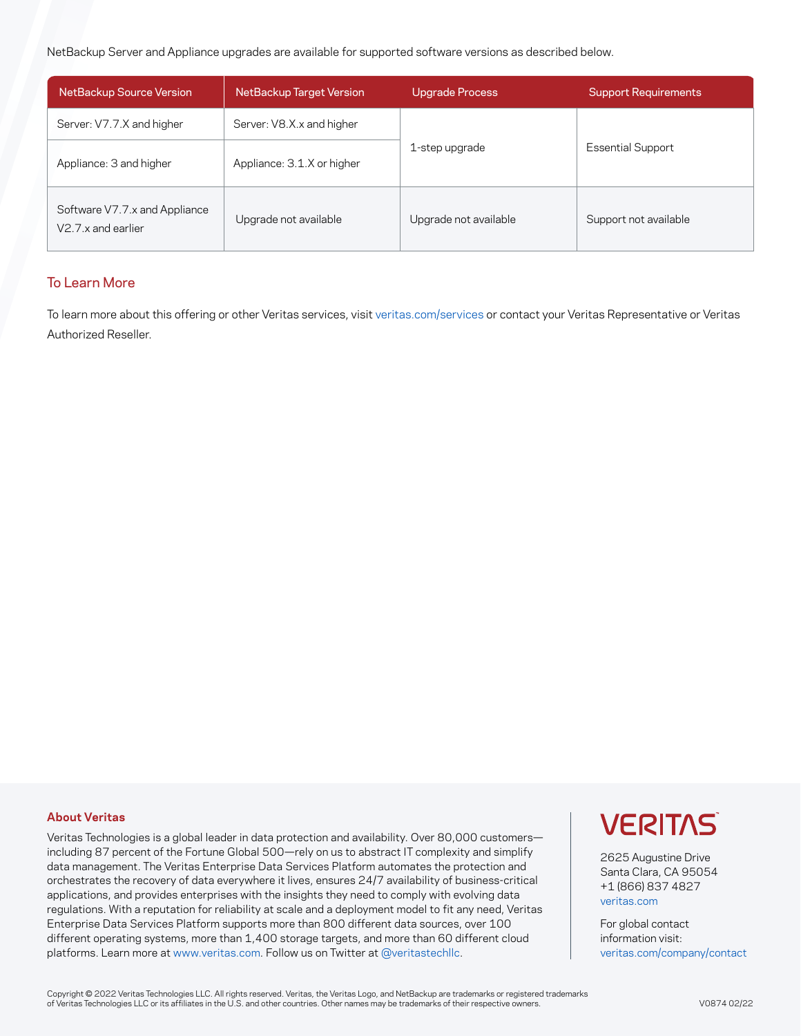NetBackup Server and Appliance upgrades are available for supported software versions as described below.

| NetBackup Source Version | NetBackup Target Version | Upgrade Process | Support Requirements |
| --- | --- | --- | --- |
| Server: V7.7.X and higher | Server: V8.X.x and higher | 1-step upgrade | Essential Support |
| Appliance: 3 and higher | Appliance: 3.1.X or higher | | |
| Software V7.7.x and Appliance V2.7.x and earlier | Upgrade not available | Upgrade not available | Support not available |

## To Learn More

To learn more about this offering or other Veritas services, visit veritas.com/services or contact your Veritas Representative or Veritas Authorized Reseller.

**About Veritas**

Veritas Technologies is a global leader in data protection and availability. Over 80,000 customers—including 87 percent of the Fortune Global 500—rely on us to abstract IT complexity and simplify data management. The Veritas Enterprise Data Services Platform automates the protection and orchestrates the recovery of data everywhere it lives, ensures 24/7 availability of business-critical applications, and provides enterprises with the insights they need to comply with evolving data regulations. With a reputation for reliability at scale and a deployment model to fit any need, Veritas Enterprise Data Services Platform supports more than 800 different data sources, over 100 different operating systems, more than 1,400 storage targets, and more than 60 different cloud platforms. Learn more at www.veritas.com. Follow us on Twitter at @veritastechllc.

VERITAS

2625 Augustine Drive
Santa Clara, CA 95054
+1 (866) 837 4827
veritas.com

For global contact information visit:
veritas.com/company/contact

Copyright © 2022 Veritas Technologies LLC. All rights reserved. Veritas, the Veritas Logo, and NetBackup are trademarks or registered trademarks of Veritas Technologies LLC or its affiliates in the U.S. and other countries. Other names may be trademarks of their respective owners.

V0874 02/22